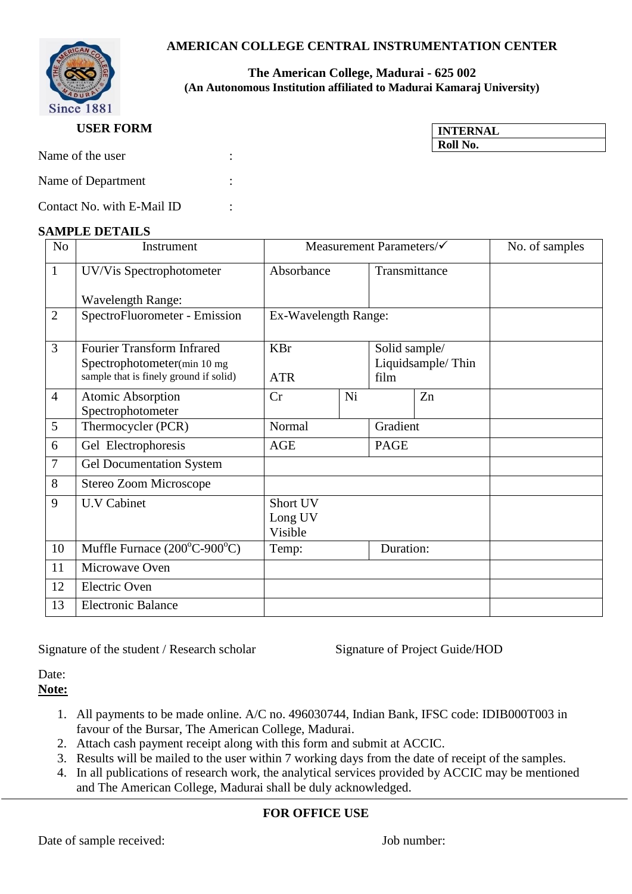# AMERICAN COLLEGE CENTRAL INSTRUMENTATION CENTER

**The American College, Madurai - 625 002**
**(An Autonomous Institution affiliated to Madurai Kamaraj University)**

**USER FORM**

| INTERNAL |
|---|
| Roll No. |

Name of the user :

Name of Department :

Contact No. with E-Mail ID :

**SAMPLE DETAILS**

| No | Instrument | Measurement Parameters/✓ | | | No. of samples |
|---|---|---|---|---|---|
| 1 | UV/Vis Spectrophotometer<br><br>Wavelength Range: | Absorbance | Transmittance | | |
| 2 | SpectroFluorometer - Emission | Ex-Wavelength Range: | | | |
| 3 | Fourier Transform Infrared Spectrophotometer(min 10 mg sample that is finely ground if solid) | KBr<br><br>ATR | Solid sample/ Liquidsample/ Thin film | | |
| 4 | Atomic Absorption Spectrophotometer | Cr | Ni | Zn | |
| 5 | Thermocycler (PCR) | Normal | Gradient | | |
| 6 | Gel Electrophoresis | AGE | PAGE | | |
| 7 | Gel Documentation System | | | | |
| 8 | Stereo Zoom Microscope | | | | |
| 9 | U.V Cabinet | Short UV<br>Long UV<br>Visible | | | |
| 10 | Muffle Furnace (200°C-900°C) | Temp: | Duration: | | |
| 11 | Microwave Oven | | | | |
| 12 | Electric Oven | | | | |
| 13 | Electronic Balance | | | | |

Signature of the student / Research scholar

Signature of Project Guide/HOD

Date:

**Note:**

1. All payments to be made online. A/C no. 496030744, Indian Bank, IFSC code: IDIB000T003 in favour of the Bursar, The American College, Madurai.
2. Attach cash payment receipt along with this form and submit at ACCIC.
3. Results will be mailed to the user within 7 working days from the date of receipt of the samples.
4. In all publications of research work, the analytical services provided by ACCIC may be mentioned and The American College, Madurai shall be duly acknowledged.

---

**FOR OFFICE USE**

Date of sample received:

Job number: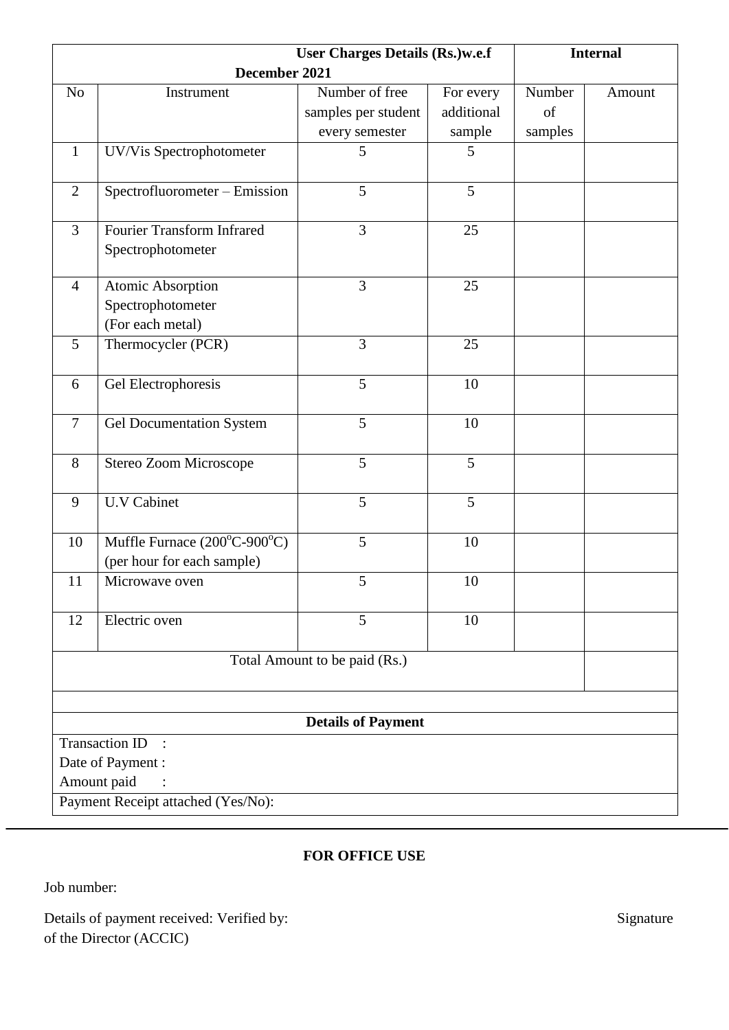| User Charges Details (Rs.)w.e.f December 2021 | | | | Internal | |
|---|---|---|---|---|---|
| No | Instrument | Number of free samples per student every semester | For every additional sample | Number of samples | Amount |
| 1 | UV/Vis Spectrophotometer | 5 | 5 | | |
| 2 | Spectrofluorometer – Emission | 5 | 5 | | |
| 3 | Fourier Transform Infrared Spectrophotometer | 3 | 25 | | |
| 4 | Atomic Absorption Spectrophotometer (For each metal) | 3 | 25 | | |
| 5 | Thermocycler (PCR) | 3 | 25 | | |
| 6 | Gel Electrophoresis | 5 | 10 | | |
| 7 | Gel Documentation System | 5 | 10 | | |
| 8 | Stereo Zoom Microscope | 5 | 5 | | |
| 9 | U.V Cabinet | 5 | 5 | | |
| 10 | Muffle Furnace ($200^{o}C$-$900^{o}C$) (per hour for each sample) | 5 | 10 | | |
| 11 | Microwave oven | 5 | 10 | | |
| 12 | Electric oven | 5 | 10 | | |
| Total Amount to be paid (Rs.) | | | | | |

**Details of Payment**

Transaction ID :

Date of Payment :

Amount paid :

Payment Receipt attached (Yes/No):

---

**FOR OFFICE USE**

Job number:

Details of payment received: Verified by: Signature of the Director (ACCIC)